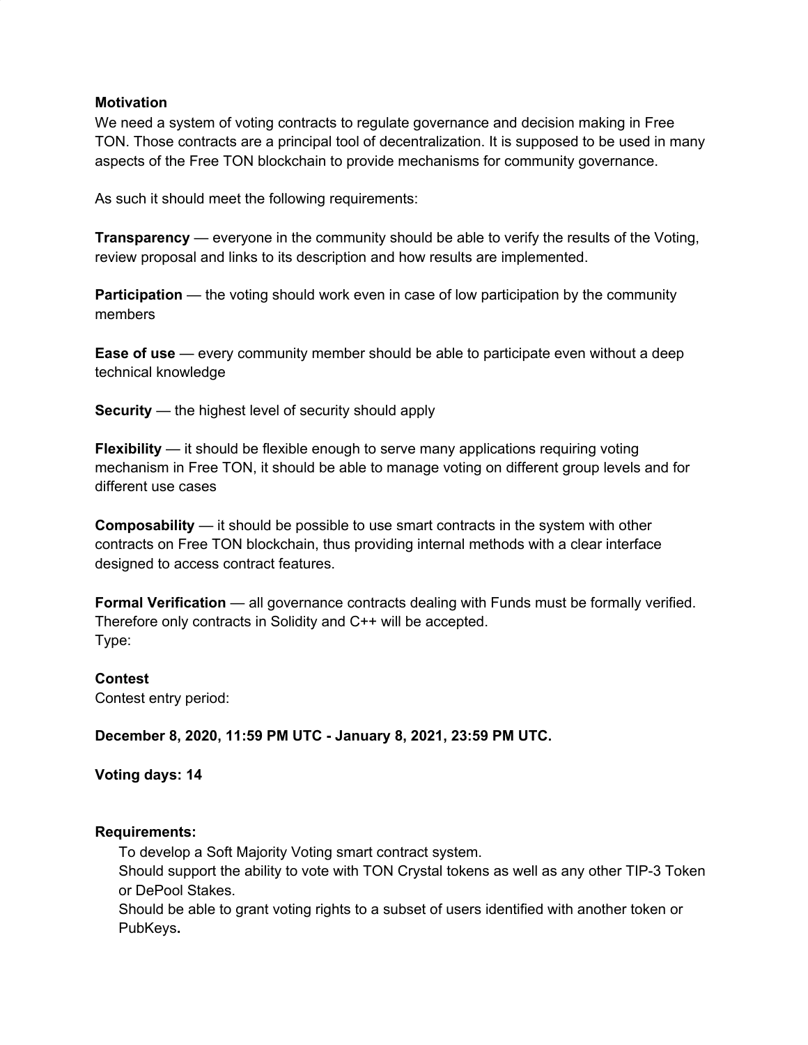**Motivation**

We need a system of voting contracts to regulate governance and decision making in Free TON. Those contracts are a principal tool of decentralization. It is supposed to be used in many aspects of the Free TON blockchain to provide mechanisms for community governance.

As such it should meet the following requirements:

**Transparency** — everyone in the community should be able to verify the results of the Voting, review proposal and links to its description and how results are implemented.

**Participation** — the voting should work even in case of low participation by the community members

**Ease of use** — every community member should be able to participate even without a deep technical knowledge

**Security** — the highest level of security should apply

**Flexibility** — it should be flexible enough to serve many applications requiring voting mechanism in Free TON, it should be able to manage voting on different group levels and for different use cases

**Composability** — it should be possible to use smart contracts in the system with other contracts on Free TON blockchain, thus providing internal methods with a clear interface designed to access contract features.

**Formal Verification** — all governance contracts dealing with Funds must be formally verified. Therefore only contracts in Solidity and C++ will be accepted.
Type:

**Contest**
Contest entry period:

**December 8, 2020, 11:59 PM UTC - January 8, 2021, 23:59 PM UTC.**

**Voting days: 14**

**Requirements:**

To develop a Soft Majority Voting smart contract system.
Should support the ability to vote with TON Crystal tokens as well as any other TIP-3 Token or DePool Stakes.
Should be able to grant voting rights to a subset of users identified with another token or PubKeys**.**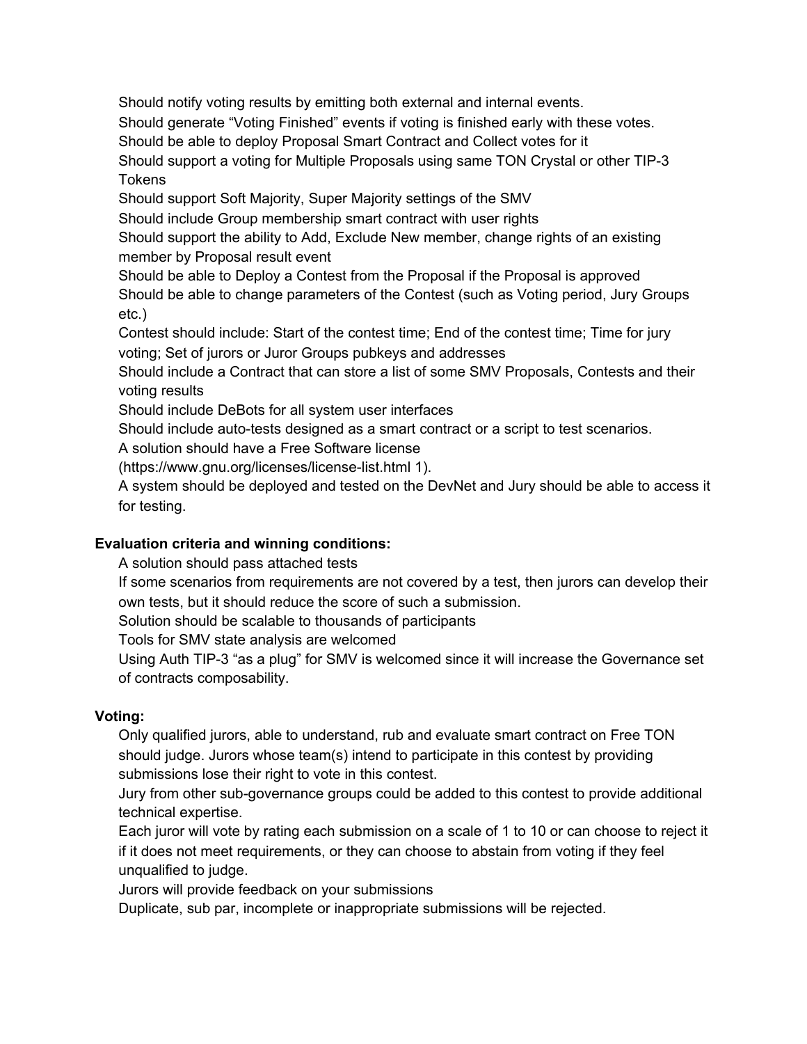Should notify voting results by emitting both external and internal events.
Should generate “Voting Finished” events if voting is finished early with these votes.
Should be able to deploy Proposal Smart Contract and Collect votes for it
Should support a voting for Multiple Proposals using same TON Crystal or other TIP-3 Tokens
Should support Soft Majority, Super Majority settings of the SMV
Should include Group membership smart contract with user rights
Should support the ability to Add, Exclude New member, change rights of an existing member by Proposal result event
Should be able to Deploy a Contest from the Proposal if the Proposal is approved
Should be able to change parameters of the Contest (such as Voting period, Jury Groups etc.)
Contest should include: Start of the contest time; End of the contest time; Time for jury voting; Set of jurors or Juror Groups pubkeys and addresses
Should include a Contract that can store a list of some SMV Proposals, Contests and their voting results
Should include DeBots for all system user interfaces
Should include auto-tests designed as a smart contract or a script to test scenarios.
A solution should have a Free Software license (https://www.gnu.org/licenses/license-list.html 1).
A system should be deployed and tested on the DevNet and Jury should be able to access it for testing.

**Evaluation criteria and winning conditions:**

A solution should pass attached tests
If some scenarios from requirements are not covered by a test, then jurors can develop their own tests, but it should reduce the score of such a submission.
Solution should be scalable to thousands of participants
Tools for SMV state analysis are welcomed
Using Auth TIP-3 “as a plug” for SMV is welcomed since it will increase the Governance set of contracts composability.

**Voting:**

Only qualified jurors, able to understand, rub and evaluate smart contract on Free TON should judge. Jurors whose team(s) intend to participate in this contest by providing submissions lose their right to vote in this contest.
Jury from other sub-governance groups could be added to this contest to provide additional technical expertise.
Each juror will vote by rating each submission on a scale of 1 to 10 or can choose to reject it if it does not meet requirements, or they can choose to abstain from voting if they feel unqualified to judge.
Jurors will provide feedback on your submissions
Duplicate, sub par, incomplete or inappropriate submissions will be rejected.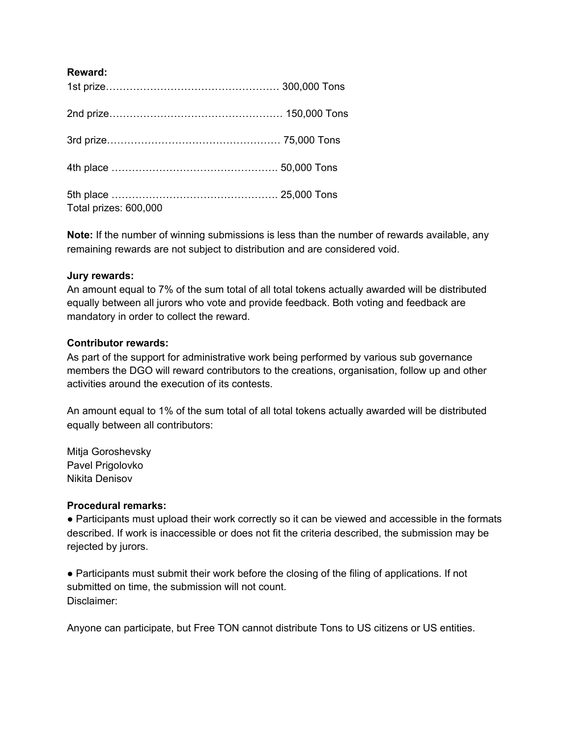**Reward:**

1st prize…………………………………………… 300,000 Tons

2nd prize…………………………………………… 150,000 Tons

3rd prize…………………………………………… 75,000 Tons

4th place ………………………………………… 50,000 Tons

5th place ………………………………………… 25,000 Tons

Total prizes: 600,000

**Note:** If the number of winning submissions is less than the number of rewards available, any remaining rewards are not subject to distribution and are considered void.

**Jury rewards:**

An amount equal to 7% of the sum total of all total tokens actually awarded will be distributed equally between all jurors who vote and provide feedback. Both voting and feedback are mandatory in order to collect the reward.

**Contributor rewards:**

As part of the support for administrative work being performed by various sub governance members the DGO will reward contributors to the creations, organisation, follow up and other activities around the execution of its contests.

An amount equal to 1% of the sum total of all total tokens actually awarded will be distributed equally between all contributors:

Mitja Goroshevsky
Pavel Prigolovko
Nikita Denisov

**Procedural remarks:**

● Participants must upload their work correctly so it can be viewed and accessible in the formats described. If work is inaccessible or does not fit the criteria described, the submission may be rejected by jurors.

● Participants must submit their work before the closing of the filing of applications. If not submitted on time, the submission will not count.

Disclaimer:

Anyone can participate, but Free TON cannot distribute Tons to US citizens or US entities.